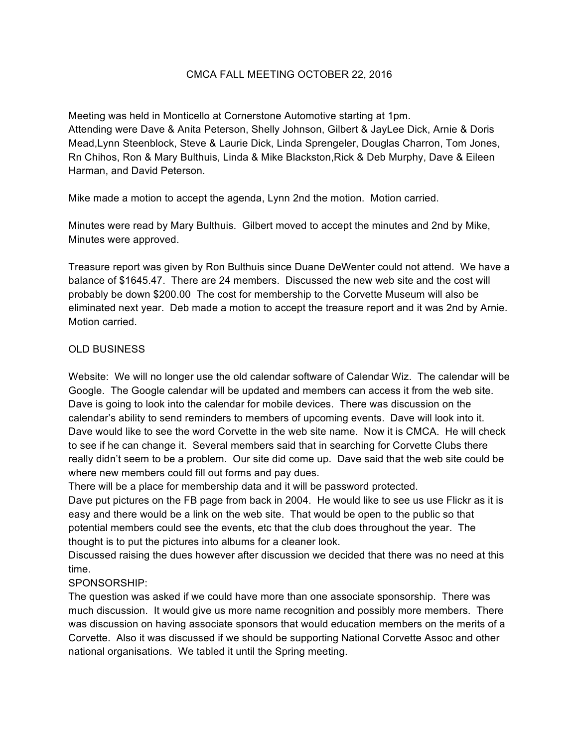# CMCA FALL MEETING OCTOBER 22, 2016

Meeting was held in Monticello at Cornerstone Automotive starting at 1pm.
Attending were Dave & Anita Peterson, Shelly Johnson, Gilbert & JayLee Dick, Arnie & Doris Mead,Lynn Steenblock, Steve & Laurie Dick, Linda Sprengeler, Douglas Charron, Tom Jones, Rn Chihos, Ron & Mary Bulthuis, Linda & Mike Blackston,Rick & Deb Murphy, Dave & Eileen Harman, and David Peterson.

Mike made a motion to accept the agenda, Lynn 2nd the motion. Motion carried.

Minutes were read by Mary Bulthuis. Gilbert moved to accept the minutes and 2nd by Mike, Minutes were approved.

Treasure report was given by Ron Bulthuis since Duane DeWenter could not attend. We have a balance of $1645.47. There are 24 members. Discussed the new web site and the cost will probably be down $200.00 The cost for membership to the Corvette Museum will also be eliminated next year. Deb made a motion to accept the treasure report and it was 2nd by Arnie. Motion carried.

## OLD BUSINESS

Website: We will no longer use the old calendar software of Calendar Wiz. The calendar will be Google. The Google calendar will be updated and members can access it from the web site. Dave is going to look into the calendar for mobile devices. There was discussion on the calendar's ability to send reminders to members of upcoming events. Dave will look into it. Dave would like to see the word Corvette in the web site name. Now it is CMCA. He will check to see if he can change it. Several members said that in searching for Corvette Clubs there really didn't seem to be a problem. Our site did come up. Dave said that the web site could be where new members could fill out forms and pay dues.
There will be a place for membership data and it will be password protected.
Dave put pictures on the FB page from back in 2004. He would like to see us use Flickr as it is easy and there would be a link on the web site. That would be open to the public so that potential members could see the events, etc that the club does throughout the year. The thought is to put the pictures into albums for a cleaner look.
Discussed raising the dues however after discussion we decided that there was no need at this time.
SPONSORSHIP:
The question was asked if we could have more than one associate sponsorship. There was much discussion. It would give us more name recognition and possibly more members. There was discussion on having associate sponsors that would education members on the merits of a Corvette. Also it was discussed if we should be supporting National Corvette Assoc and other national organisations. We tabled it until the Spring meeting.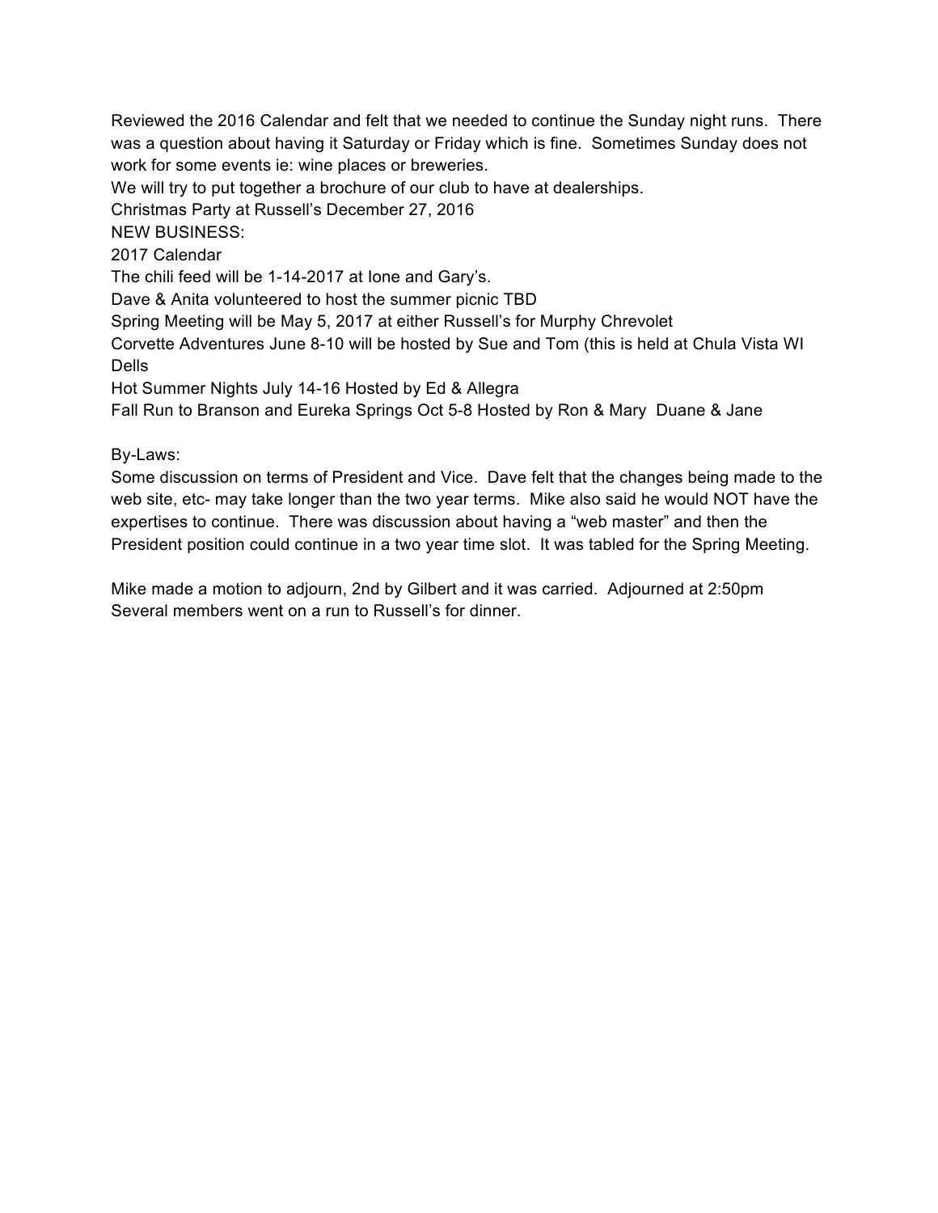Reviewed the 2016 Calendar and felt that we needed to continue the Sunday night runs. There was a question about having it Saturday or Friday which is fine. Sometimes Sunday does not work for some events ie: wine places or breweries.
We will try to put together a brochure of our club to have at dealerships.
Christmas Party at Russell's December 27, 2016
NEW BUSINESS:
2017 Calendar
The chili feed will be 1-14-2017 at Ione and Gary's.
Dave & Anita volunteered to host the summer picnic TBD
Spring Meeting will be May 5, 2017 at either Russell's for Murphy Chrevolet
Corvette Adventures June 8-10 will be hosted by Sue and Tom (this is held at Chula Vista WI Dells
Hot Summer Nights July 14-16 Hosted by Ed & Allegra
Fall Run to Branson and Eureka Springs Oct 5-8 Hosted by Ron & Mary Duane & Jane

By-Laws:
Some discussion on terms of President and Vice. Dave felt that the changes being made to the web site, etc- may take longer than the two year terms. Mike also said he would NOT have the expertises to continue. There was discussion about having a "web master" and then the President position could continue in a two year time slot. It was tabled for the Spring Meeting.

Mike made a motion to adjourn, 2nd by Gilbert and it was carried. Adjourned at 2:50pm
Several members went on a run to Russell's for dinner.